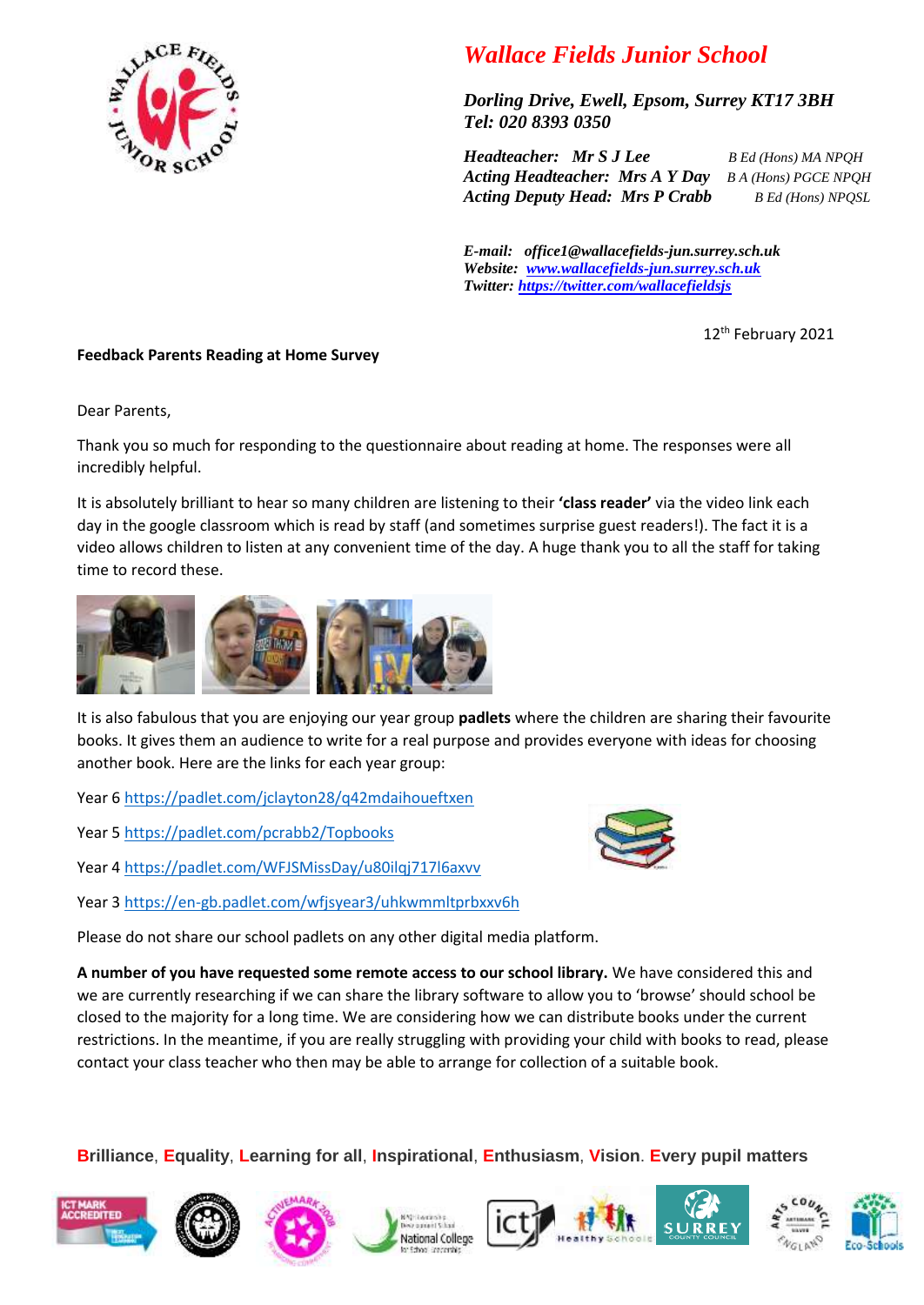# Wallace Fields Junior School

***Dorling Drive, Ewell, Epsom, Surrey KT17 3BH***
***Tel: 020 8393 0350***

***Headteacher: Mr S J Lee*** *B Ed (Hons) MA NPQH*
***Acting Headteacher: Mrs A Y Day*** *B A (Hons) PGCE NPQH*
***Acting Deputy Head: Mrs P Crabb*** *B Ed (Hons) NPQSL*

***E-mail: office1@wallacefields-jun.surrey.sch.uk***
***Website: [www.wallacefields-jun.surrey.sch.uk](www.wallacefields-jun.surrey.sch.uk)***
***Twitter: [https://twitter.com/wallacefieldsjs](https://twitter.com/wallacefieldsjs)***

12th February 2021

**Feedback Parents Reading at Home Survey**

Dear Parents,

Thank you so much for responding to the questionnaire about reading at home. The responses were all incredibly helpful.

It is absolutely brilliant to hear so many children are listening to their **'class reader'** via the video link each day in the google classroom which is read by staff (and sometimes surprise guest readers!). The fact it is a video allows children to listen at any convenient time of the day. A huge thank you to all the staff for taking time to record these.

It is also fabulous that you are enjoying our year group **padlets** where the children are sharing their favourite books. It gives them an audience to write for a real purpose and provides everyone with ideas for choosing another book. Here are the links for each year group:

Year 6 [https://padlet.com/jclayton28/q42mdaihoueftxen](https://padlet.com/jclayton28/q42mdaihoueftxen)

Year 5 [https://padlet.com/pcrabb2/Topbooks](https://padlet.com/pcrabb2/Topbooks)

Year 4 [https://padlet.com/WFJSMissDay/u80ilqj717l6axvv](https://padlet.com/WFJSMissDay/u80ilqj717l6axvv)

Year 3 [https://en-gb.padlet.com/wfjsyear3/uhkwmmltprbxxv6h](https://en-gb.padlet.com/wfjsyear3/uhkwmmltprbxxv6h)

Please do not share our school padlets on any other digital media platform.

**A number of you have requested some remote access to our school library.** We have considered this and we are currently researching if we can share the library software to allow you to 'browse' should school be closed to the majority for a long time. We are considering how we can distribute books under the current restrictions. In the meantime, if you are really struggling with providing your child with books to read, please contact your class teacher who then may be able to arrange for collection of a suitable book.

**B**rilliance, **E**quality, **L**earning for all, **I**nspirational, **E**nthusiasm, **V**ision. **E**very pupil matters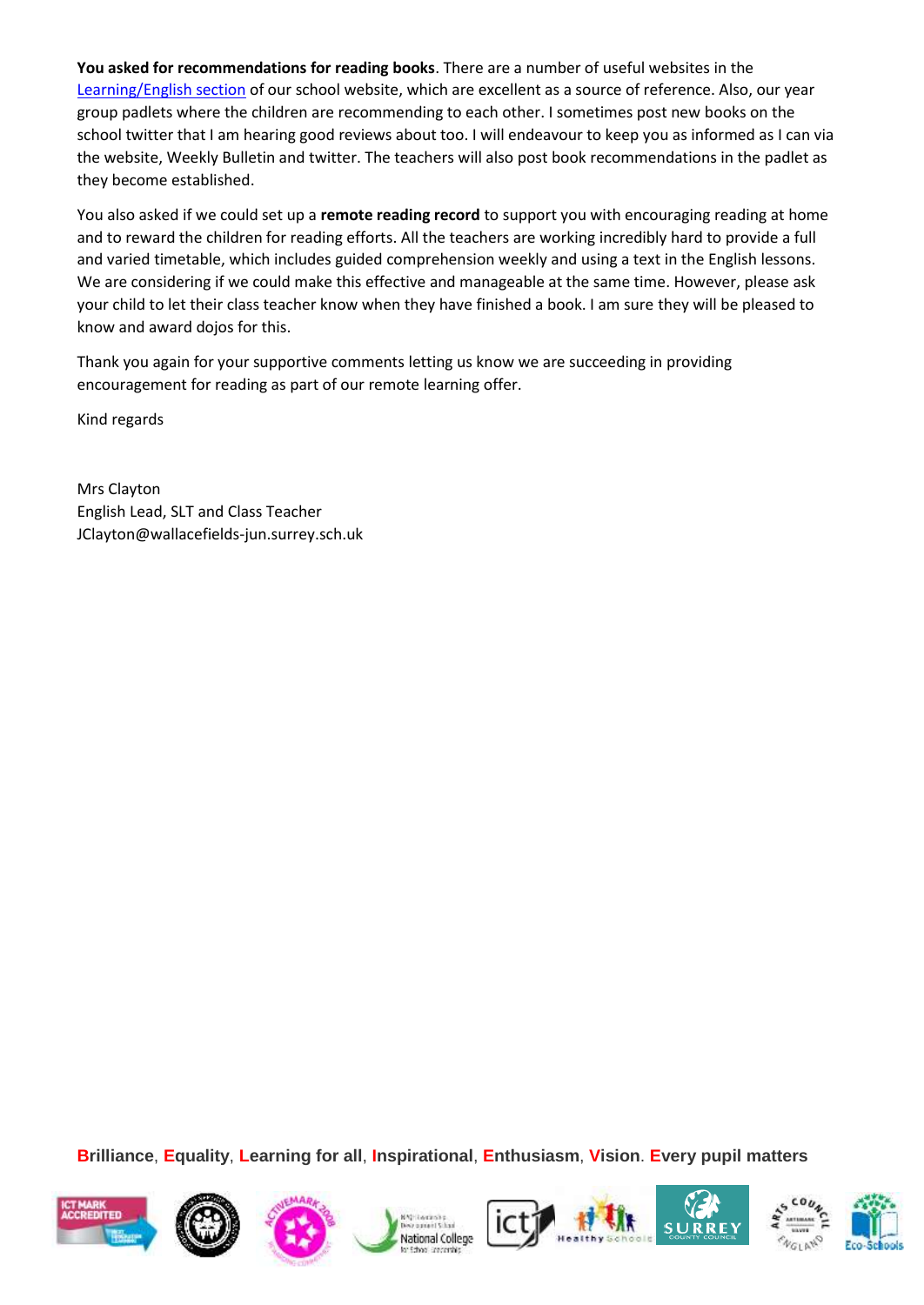**You asked for recommendations for reading books**. There are a number of useful websites in the Learning/English section of our school website, which are excellent as a source of reference. Also, our year group padlets where the children are recommending to each other. I sometimes post new books on the school twitter that I am hearing good reviews about too. I will endeavour to keep you as informed as I can via the website, Weekly Bulletin and twitter. The teachers will also post book recommendations in the padlet as they become established.

You also asked if we could set up a **remote reading record** to support you with encouraging reading at home and to reward the children for reading efforts. All the teachers are working incredibly hard to provide a full and varied timetable, which includes guided comprehension weekly and using a text in the English lessons. We are considering if we could make this effective and manageable at the same time. However, please ask your child to let their class teacher know when they have finished a book. I am sure they will be pleased to know and award dojos for this.

Thank you again for your supportive comments letting us know we are succeeding in providing encouragement for reading as part of our remote learning offer.

Kind regards

Mrs Clayton
English Lead, SLT and Class Teacher
JClayton@wallacefields-jun.surrey.sch.uk

**B**rilliance, **E**quality, **L**earning for all, **I**nspirational, **E**nthusiasm, **V**ision. **E**very pupil matters